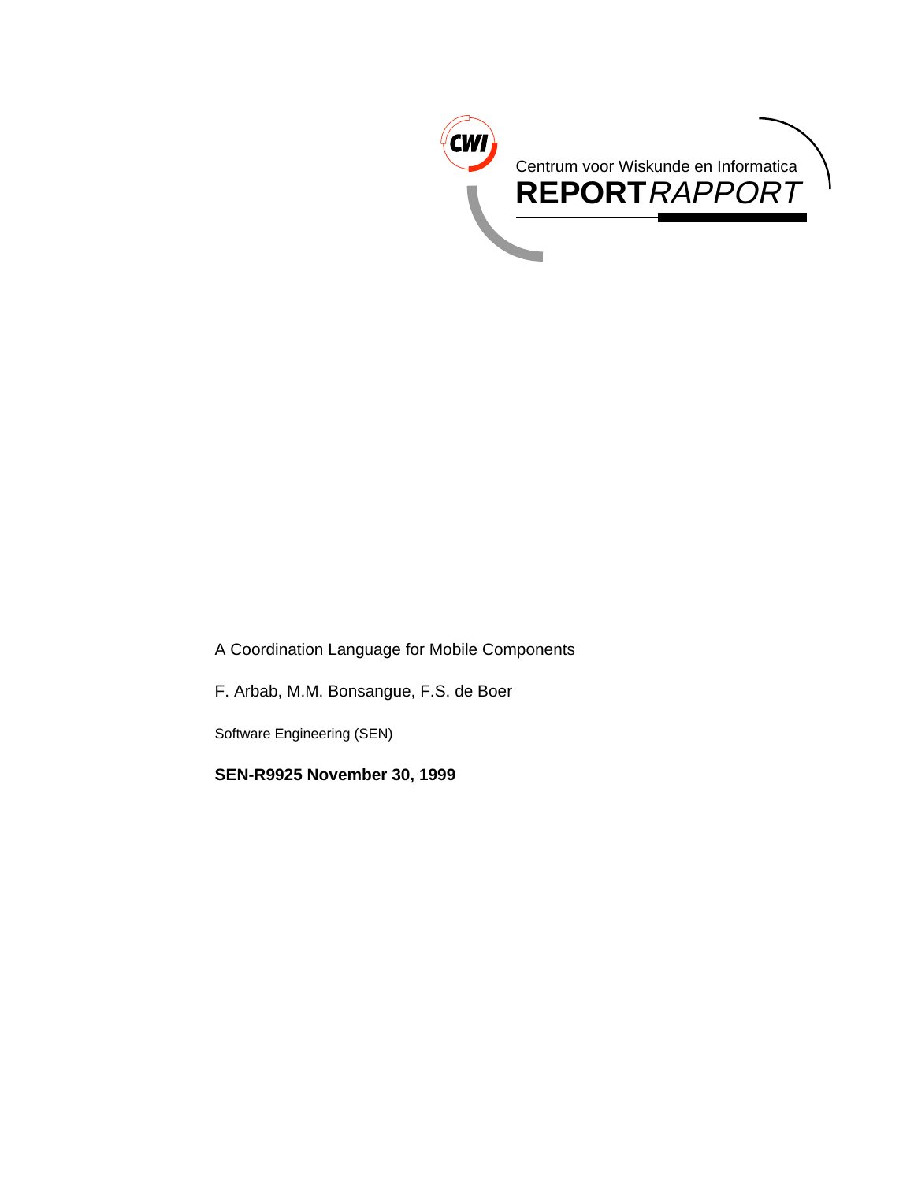Centrum voor Wiskunde en Informatica

**REPORT** *RAPPORT*

A Coordination Language for Mobile Components

F. Arbab, M.M. Bonsangue, F.S. de Boer

Software Engineering (SEN)

**SEN-R9925 November 30, 1999**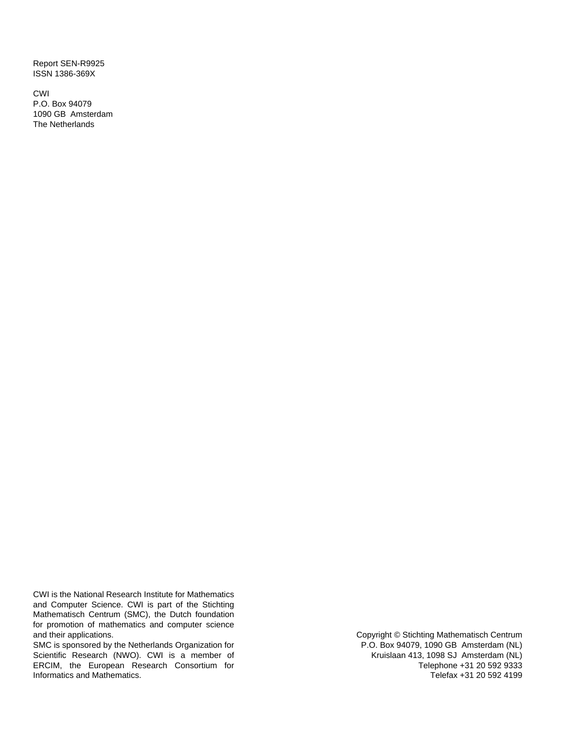Report SEN-R9925
ISSN 1386-369X

CWI
P.O. Box 94079
1090 GB Amsterdam
The Netherlands

CWI is the National Research Institute for Mathematics and Computer Science. CWI is part of the Stichting Mathematisch Centrum (SMC), the Dutch foundation for promotion of mathematics and computer science and their applications.
SMC is sponsored by the Netherlands Organization for Scientific Research (NWO). CWI is a member of ERCIM, the European Research Consortium for Informatics and Mathematics.

Copyright © Stichting Mathematisch Centrum
P.O. Box 94079, 1090 GB Amsterdam (NL)
Kruislaan 413, 1098 SJ Amsterdam (NL)
Telephone +31 20 592 9333
Telefax +31 20 592 4199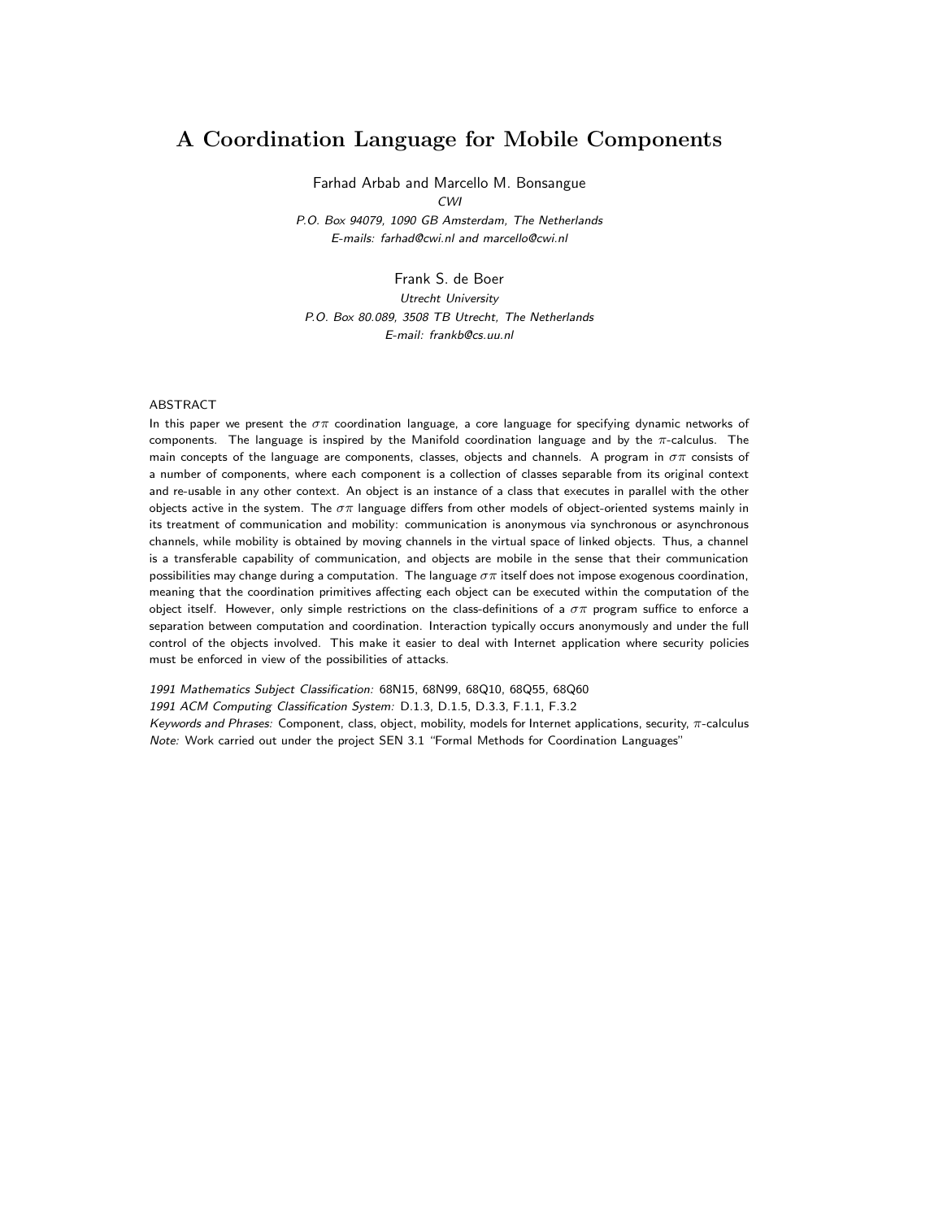# A Coordination Language for Mobile Components

Farhad Arbab and Marcello M. Bonsangue

*CWI*

*P.O. Box 94079, 1090 GB Amsterdam, The Netherlands*

*E-mails: farhad@cwi.nl and marcello@cwi.nl*

Frank S. de Boer

*Utrecht University*

*P.O. Box 80.089, 3508 TB Utrecht, The Netherlands*

*E-mail: frankb@cs.uu.nl*

ABSTRACT

In this paper we present the $\sigma\pi$ coordination language, a core language for specifying dynamic networks of components. The language is inspired by the Manifold coordination language and by the $\pi$-calculus. The main concepts of the language are components, classes, objects and channels. A program in $\sigma\pi$ consists of a number of components, where each component is a collection of classes separable from its original context and re-usable in any other context. An object is an instance of a class that executes in parallel with the other objects active in the system. The $\sigma\pi$ language differs from other models of object-oriented systems mainly in its treatment of communication and mobility: communication is anonymous via synchronous or asynchronous channels, while mobility is obtained by moving channels in the virtual space of linked objects. Thus, a channel is a transferable capability of communication, and objects are mobile in the sense that their communication possibilities may change during a computation. The language $\sigma\pi$ itself does not impose exogenous coordination, meaning that the coordination primitives affecting each object can be executed within the computation of the object itself. However, only simple restrictions on the class-definitions of a $\sigma\pi$ program suffice to enforce a separation between computation and coordination. Interaction typically occurs anonymously and under the full control of the objects involved. This make it easier to deal with Internet application where security policies must be enforced in view of the possibilities of attacks.

*1991 Mathematics Subject Classification:* 68N15, 68N99, 68Q10, 68Q55, 68Q60

*1991 ACM Computing Classification System:* D.1.3, D.1.5, D.3.3, F.1.1, F.3.2

*Keywords and Phrases:* Component, class, object, mobility, models for Internet applications, security, $\pi$-calculus

*Note:* Work carried out under the project SEN 3.1 "Formal Methods for Coordination Languages"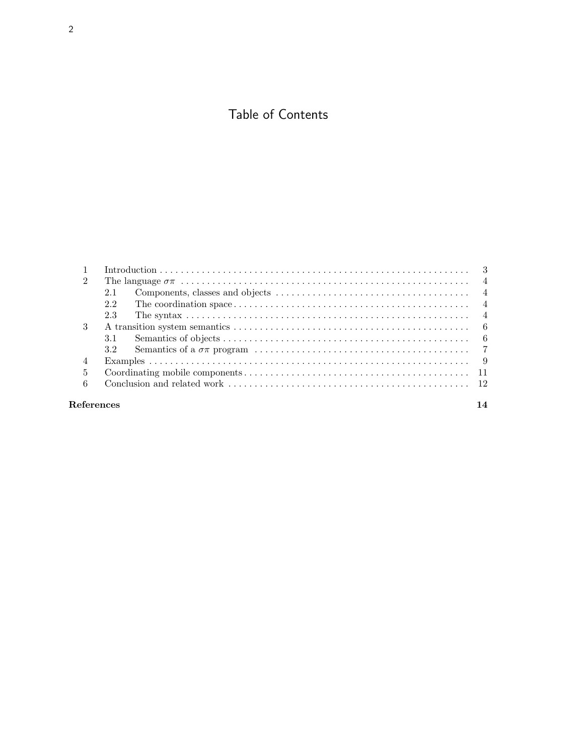# Table of Contents

| | | |
|---|---|---|
| 1 | Introduction | 3 |
| 2 | The language $\sigma\pi$ | 4 |
| 2.1 | Components, classes and objects | 4 |
| 2.2 | The coordination space | 4 |
| 2.3 | The syntax | 4 |
| 3 | A transition system semantics | 6 |
| 3.1 | Semantics of objects | 6 |
| 3.2 | Semantics of a $\sigma\pi$ program | 7 |
| 4 | Examples | 9 |
| 5 | Coordinating mobile components | 11 |
| 6 | Conclusion and related work | 12 |
| **References** | | **14** |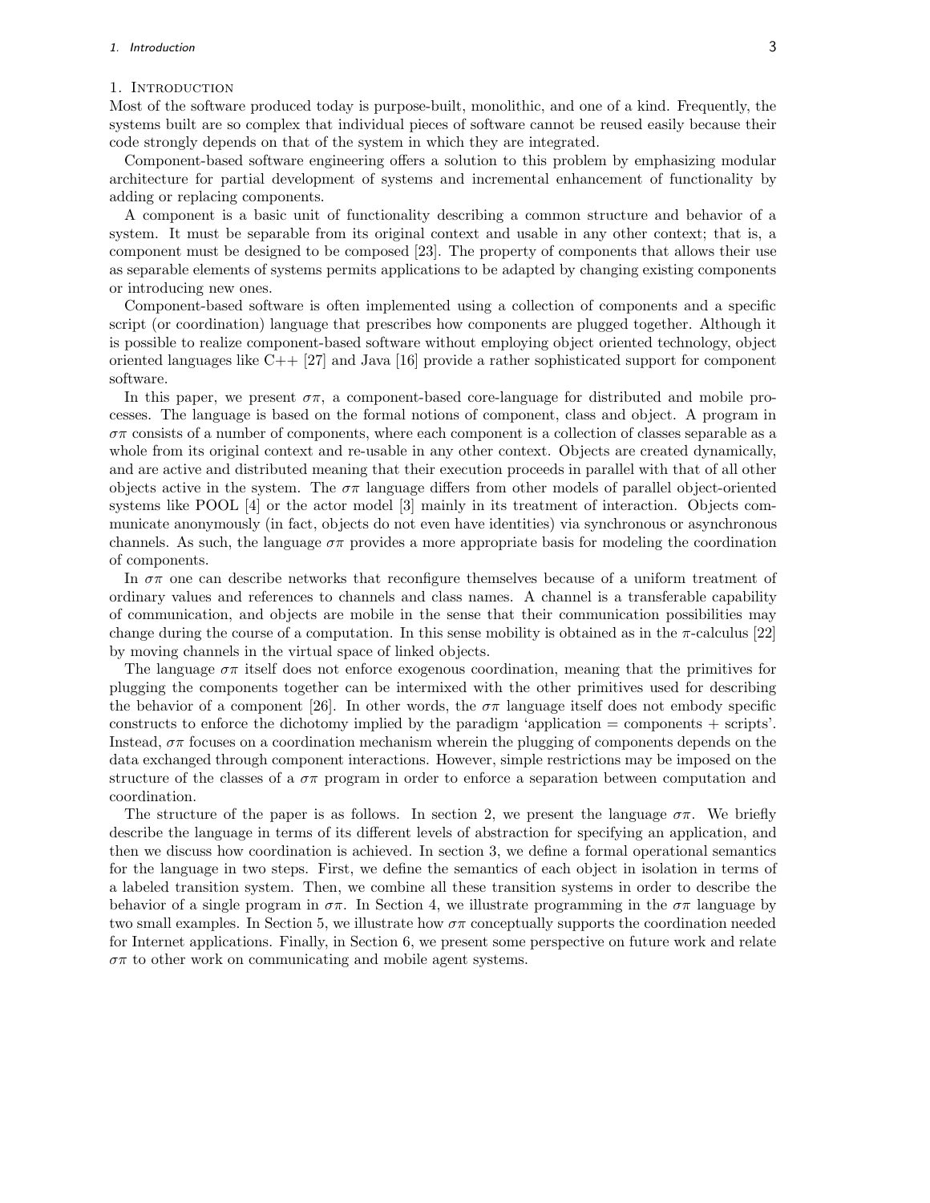## 1. Introduction

Most of the software produced today is purpose-built, monolithic, and one of a kind. Frequently, the systems built are so complex that individual pieces of software cannot be reused easily because their code strongly depends on that of the system in which they are integrated.

Component-based software engineering offers a solution to this problem by emphasizing modular architecture for partial development of systems and incremental enhancement of functionality by adding or replacing components.

A component is a basic unit of functionality describing a common structure and behavior of a system. It must be separable from its original context and usable in any other context; that is, a component must be designed to be composed [23]. The property of components that allows their use as separable elements of systems permits applications to be adapted by changing existing components or introducing new ones.

Component-based software is often implemented using a collection of components and a specific script (or coordination) language that prescribes how components are plugged together. Although it is possible to realize component-based software without employing object oriented technology, object oriented languages like C++ [27] and Java [16] provide a rather sophisticated support for component software.

In this paper, we present $\sigma\pi$, a component-based core-language for distributed and mobile processes. The language is based on the formal notions of component, class and object. A program in $\sigma\pi$ consists of a number of components, where each component is a collection of classes separable as a whole from its original context and re-usable in any other context. Objects are created dynamically, and are active and distributed meaning that their execution proceeds in parallel with that of all other objects active in the system. The $\sigma\pi$ language differs from other models of parallel object-oriented systems like POOL [4] or the actor model [3] mainly in its treatment of interaction. Objects communicate anonymously (in fact, objects do not even have identities) via synchronous or asynchronous channels. As such, the language $\sigma\pi$ provides a more appropriate basis for modeling the coordination of components.

In $\sigma\pi$ one can describe networks that reconfigure themselves because of a uniform treatment of ordinary values and references to channels and class names. A channel is a transferable capability of communication, and objects are mobile in the sense that their communication possibilities may change during the course of a computation. In this sense mobility is obtained as in the $\pi$-calculus [22] by moving channels in the virtual space of linked objects.

The language $\sigma\pi$ itself does not enforce exogenous coordination, meaning that the primitives for plugging the components together can be intermixed with the other primitives used for describing the behavior of a component [26]. In other words, the $\sigma\pi$ language itself does not embody specific constructs to enforce the dichotomy implied by the paradigm 'application = components + scripts'. Instead, $\sigma\pi$ focuses on a coordination mechanism wherein the plugging of components depends on the data exchanged through component interactions. However, simple restrictions may be imposed on the structure of the classes of a $\sigma\pi$ program in order to enforce a separation between computation and coordination.

The structure of the paper is as follows. In section 2, we present the language $\sigma\pi$. We briefly describe the language in terms of its different levels of abstraction for specifying an application, and then we discuss how coordination is achieved. In section 3, we define a formal operational semantics for the language in two steps. First, we define the semantics of each object in isolation in terms of a labeled transition system. Then, we combine all these transition systems in order to describe the behavior of a single program in $\sigma\pi$. In Section 4, we illustrate programming in the $\sigma\pi$ language by two small examples. In Section 5, we illustrate how $\sigma\pi$ conceptually supports the coordination needed for Internet applications. Finally, in Section 6, we present some perspective on future work and relate $\sigma\pi$ to other work on communicating and mobile agent systems.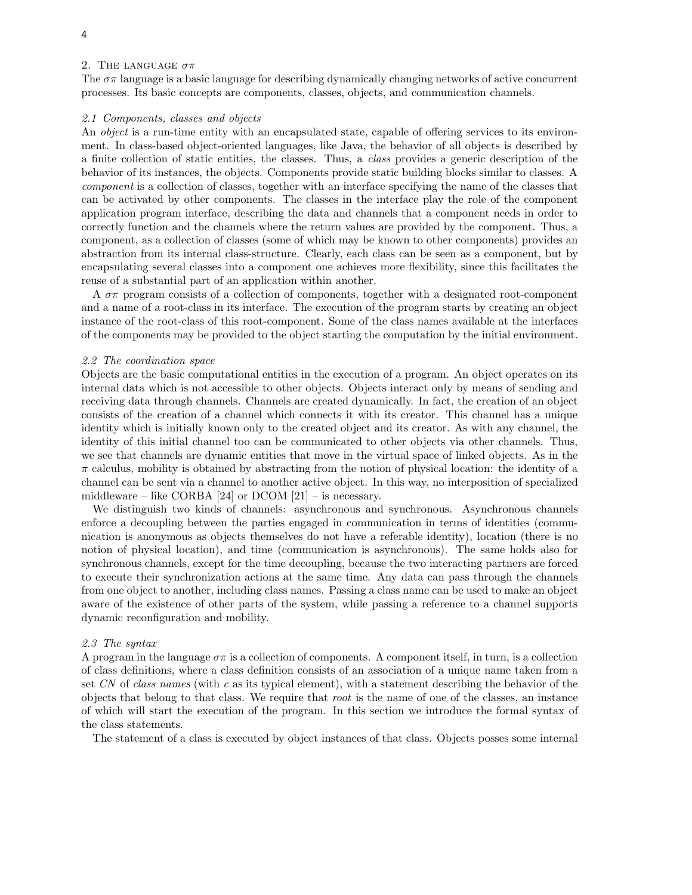## 2. The language $\sigma\pi$

The $\sigma\pi$ language is a basic language for describing dynamically changing networks of active concurrent processes. Its basic concepts are components, classes, objects, and communication channels.

### *2.1 Components, classes and objects*

An *object* is a run-time entity with an encapsulated state, capable of offering services to its environment. In class-based object-oriented languages, like Java, the behavior of all objects is described by a finite collection of static entities, the classes. Thus, a *class* provides a generic description of the behavior of its instances, the objects. Components provide static building blocks similar to classes. A *component* is a collection of classes, together with an interface specifying the name of the classes that can be activated by other components. The classes in the interface play the role of the component application program interface, describing the data and channels that a component needs in order to correctly function and the channels where the return values are provided by the component. Thus, a component, as a collection of classes (some of which may be known to other components) provides an abstraction from its internal class-structure. Clearly, each class can be seen as a component, but by encapsulating several classes into a component one achieves more flexibility, since this facilitates the reuse of a substantial part of an application within another.

A $\sigma\pi$ program consists of a collection of components, together with a designated root-component and a name of a root-class in its interface. The execution of the program starts by creating an object instance of the root-class of this root-component. Some of the class names available at the interfaces of the components may be provided to the object starting the computation by the initial environment.

### *2.2 The coordination space*

Objects are the basic computational entities in the execution of a program. An object operates on its internal data which is not accessible to other objects. Objects interact only by means of sending and receiving data through channels. Channels are created dynamically. In fact, the creation of an object consists of the creation of a channel which connects it with its creator. This channel has a unique identity which is initially known only to the created object and its creator. As with any channel, the identity of this initial channel too can be communicated to other objects via other channels. Thus, we see that channels are dynamic entities that move in the virtual space of linked objects. As in the $\pi$ calculus, mobility is obtained by abstracting from the notion of physical location: the identity of a channel can be sent via a channel to another active object. In this way, no interposition of specialized middleware – like CORBA [24] or DCOM [21] – is necessary.

We distinguish two kinds of channels: asynchronous and synchronous. Asynchronous channels enforce a decoupling between the parties engaged in communication in terms of identities (communication is anonymous as objects themselves do not have a referable identity), location (there is no notion of physical location), and time (communication is asynchronous). The same holds also for synchronous channels, except for the time decoupling, because the two interacting partners are forced to execute their synchronization actions at the same time. Any data can pass through the channels from one object to another, including class names. Passing a class name can be used to make an object aware of the existence of other parts of the system, while passing a reference to a channel supports dynamic reconfiguration and mobility.

### *2.3 The syntax*

A program in the language $\sigma\pi$ is a collection of components. A component itself, in turn, is a collection of class definitions, where a class definition consists of an association of a unique name taken from a set *CN* of *class names* (with $c$ as its typical element), with a statement describing the behavior of the objects that belong to that class. We require that *root* is the name of one of the classes, an instance of which will start the execution of the program. In this section we introduce the formal syntax of the class statements.

The statement of a class is executed by object instances of that class. Objects posses some internal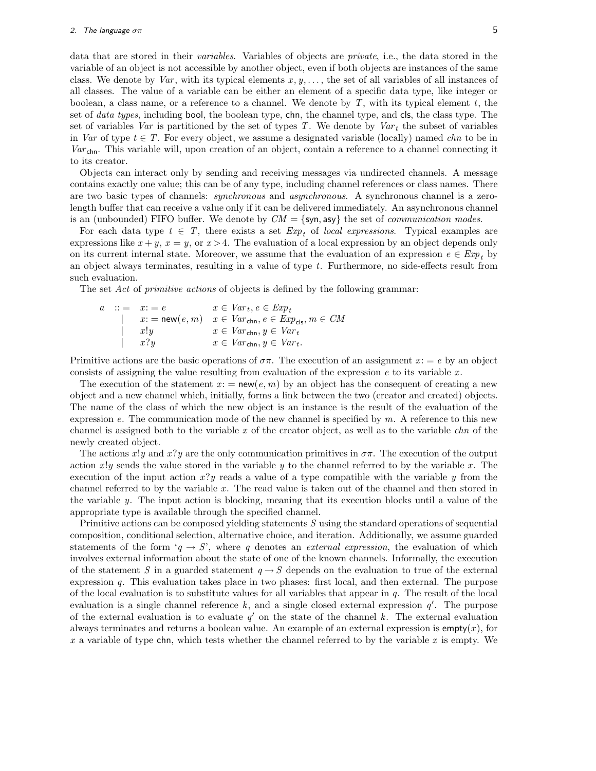data that are stored in their *variables*. Variables of objects are *private*, i.e., the data stored in the variable of an object is not accessible by another object, even if both objects are instances of the same class. We denote by $Var$, with its typical elements $x, y, \ldots$, the set of all variables of all instances of all classes. The value of a variable can be either an element of a specific data type, like integer or boolean, a class name, or a reference to a channel. We denote by $T$, with its typical element $t$, the set of *data types*, including $\mathsf{bool}$, the boolean type, $\mathsf{chn}$, the channel type, and $\mathsf{cls}$, the class type. The set of variables $Var$ is partitioned by the set of types $T$. We denote by $Var_t$ the subset of variables in $Var$ of type $t \in T$. For every object, we assume a designated variable (locally) named $chn$ to be in $Var_{\mathsf{chn}}$. This variable will, upon creation of an object, contain a reference to a channel connecting it to its creator.

Objects can interact only by sending and receiving messages via undirected channels. A message contains exactly one value; this can be of any type, including channel references or class names. There are two basic types of channels: *synchronous* and *asynchronous*. A synchronous channel is a zero-length buffer that can receive a value only if it can be delivered immediately. An asynchronous channel is an (unbounded) FIFO buffer. We denote by $CM = \{\mathsf{syn}, \mathsf{asy}\}$ the set of *communication modes*.

For each data type $t \in T$, there exists a set $Exp_t$ of *local expressions*. Typical examples are expressions like $x + y$, $x = y$, or $x > 4$. The evaluation of a local expression by an object depends only on its current internal state. Moreover, we assume that the evaluation of an expression $e \in Exp_t$ by an object always terminates, resulting in a value of type $t$. Furthermore, no side-effects result from such evaluation.

The set $Act$ of *primitive actions* of objects is defined by the following grammar:

$$
\begin{array}{rcll}
a & ::= & x := e & x \in Var_t, e \in Exp_t \\
 & | & x := \mathsf{new}(e, m) & x \in Var_{\mathsf{chn}}, e \in Exp_{\mathsf{cls}}, m \in CM \\
 & | & x!y & x \in Var_{\mathsf{chn}}, y \in Var_t \\
 & | & x?y & x \in Var_{\mathsf{chn}}, y \in Var_t.
\end{array}
$$

Primitive actions are the basic operations of $\sigma\pi$. The execution of an assignment $x := e$ by an object consists of assigning the value resulting from evaluation of the expression $e$ to its variable $x$.

The execution of the statement $x := \mathsf{new}(e, m)$ by an object has the consequent of creating a new object and a new channel which, initially, forms a link between the two (creator and created) objects. The name of the class of which the new object is an instance is the result of the evaluation of the expression $e$. The communication mode of the new channel is specified by $m$. A reference to this new channel is assigned both to the variable $x$ of the creator object, as well as to the variable $chn$ of the newly created object.

The actions $x!y$ and $x?y$ are the only communication primitives in $\sigma\pi$. The execution of the output action $x!y$ sends the value stored in the variable $y$ to the channel referred to by the variable $x$. The execution of the input action $x?y$ reads a value of a type compatible with the variable $y$ from the channel referred to by the variable $x$. The read value is taken out of the channel and then stored in the variable $y$. The input action is blocking, meaning that its execution blocks until a value of the appropriate type is available through the specified channel.

Primitive actions can be composed yielding statements $S$ using the standard operations of sequential composition, conditional selection, alternative choice, and iteration. Additionally, we assume guarded statements of the form '$q \rightarrow S$', where $q$ denotes an *external expression*, the evaluation of which involves external information about the state of one of the known channels. Informally, the execution of the statement $S$ in a guarded statement $q \rightarrow S$ depends on the evaluation to true of the external expression $q$. This evaluation takes place in two phases: first local, and then external. The purpose of the local evaluation is to substitute values for all variables that appear in $q$. The result of the local evaluation is a single channel reference $k$, and a single closed external expression $q'$. The purpose of the external evaluation is to evaluate $q'$ on the state of the channel $k$. The external evaluation always terminates and returns a boolean value. An example of an external expression is $\mathsf{empty}(x)$, for $x$ a variable of type $\mathsf{chn}$, which tests whether the channel referred to by the variable $x$ is empty. We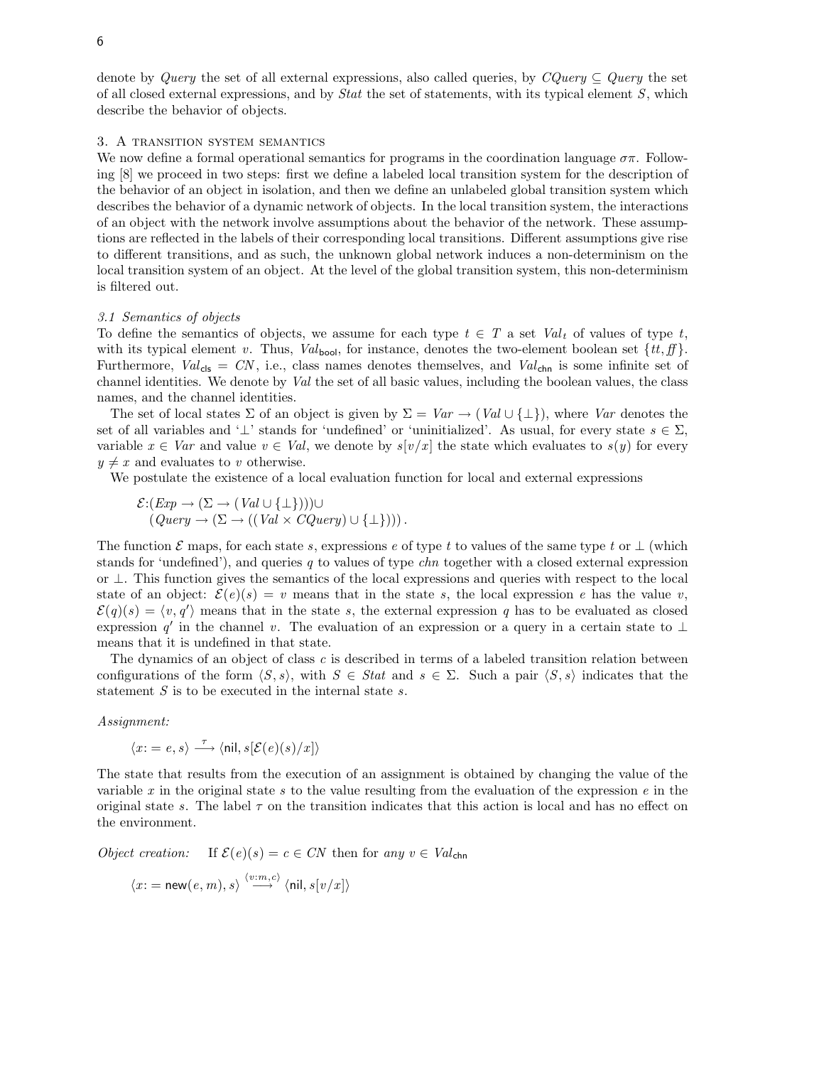denote by *Query* the set of all external expressions, also called queries, by $CQuery \subseteq Query$ the set of all closed external expressions, and by *Stat* the set of statements, with its typical element $S$, which describe the behavior of objects.

## 3. A transition system semantics

We now define a formal operational semantics for programs in the coordination language $\sigma\pi$. Following [8] we proceed in two steps: first we define a labeled local transition system for the description of the behavior of an object in isolation, and then we define an unlabeled global transition system which describes the behavior of a dynamic network of objects. In the local transition system, the interactions of an object with the network involve assumptions about the behavior of the network. These assumptions are reflected in the labels of their corresponding local transitions. Different assumptions give rise to different transitions, and as such, the unknown global network induces a non-determinism on the local transition system of an object. At the level of the global transition system, this non-determinism is filtered out.

### 3.1 Semantics of objects

To define the semantics of objects, we assume for each type $t \in T$ a set $Val_t$ of values of type $t$, with its typical element $v$. Thus, $Val_{\mathsf{bool}}$, for instance, denotes the two-element boolean set $\{tt, ff\}$. Furthermore, $Val_{\mathsf{cls}} = CN$, i.e., class names denotes themselves, and $Val_{\mathsf{chn}}$ is some infinite set of channel identities. We denote by *Val* the set of all basic values, including the boolean values, the class names, and the channel identities.

The set of local states $\Sigma$ of an object is given by $\Sigma = Var \rightarrow (Val \cup \{\bot\})$, where *Var* denotes the set of all variables and '$\bot$' stands for 'undefined' or 'uninitialized'. As usual, for every state $s \in \Sigma$, variable $x \in Var$ and value $v \in Val$, we denote by $s[v/x]$ the state which evaluates to $s(y)$ for every $y \neq x$ and evaluates to $v$ otherwise.

We postulate the existence of a local evaluation function for local and external expressions

$$\mathcal{E}:(Exp \rightarrow (\Sigma \rightarrow (Val \cup \{\bot\})))\cup$$
$$(Query \rightarrow (\Sigma \rightarrow ((Val \times CQuery) \cup \{\bot\})))\,.$$

The function $\mathcal{E}$ maps, for each state $s$, expressions $e$ of type $t$ to values of the same type $t$ or $\bot$ (which stands for 'undefined'), and queries $q$ to values of type *chn* together with a closed external expression or $\bot$. This function gives the semantics of the local expressions and queries with respect to the local state of an object: $\mathcal{E}(e)(s) = v$ means that in the state $s$, the local expression $e$ has the value $v$, $\mathcal{E}(q)(s) = \langle v, q' \rangle$ means that in the state $s$, the external expression $q$ has to be evaluated as closed expression $q'$ in the channel $v$. The evaluation of an expression or a query in a certain state to $\bot$ means that it is undefined in that state.

The dynamics of an object of class $c$ is described in terms of a labeled transition relation between configurations of the form $\langle S, s \rangle$, with $S \in Stat$ and $s \in \Sigma$. Such a pair $\langle S, s \rangle$ indicates that the statement $S$ is to be executed in the internal state $s$.

*Assignment:*

$$\langle x{:}=e, s \rangle \xrightarrow{\tau} \langle \mathsf{nil}, s[\mathcal{E}(e)(s)/x] \rangle$$

The state that results from the execution of an assignment is obtained by changing the value of the variable $x$ in the original state $s$ to the value resulting from the evaluation of the expression $e$ in the original state $s$. The label $\tau$ on the transition indicates that this action is local and has no effect on the environment.

*Object creation:* If $\mathcal{E}(e)(s) = c \in CN$ then for *any* $v \in Val_{\mathsf{chn}}$

$$\langle x{:}=\mathsf{new}(e, m), s \rangle \xrightarrow{\langle v{:}m, c \rangle} \langle \mathsf{nil}, s[v/x] \rangle$$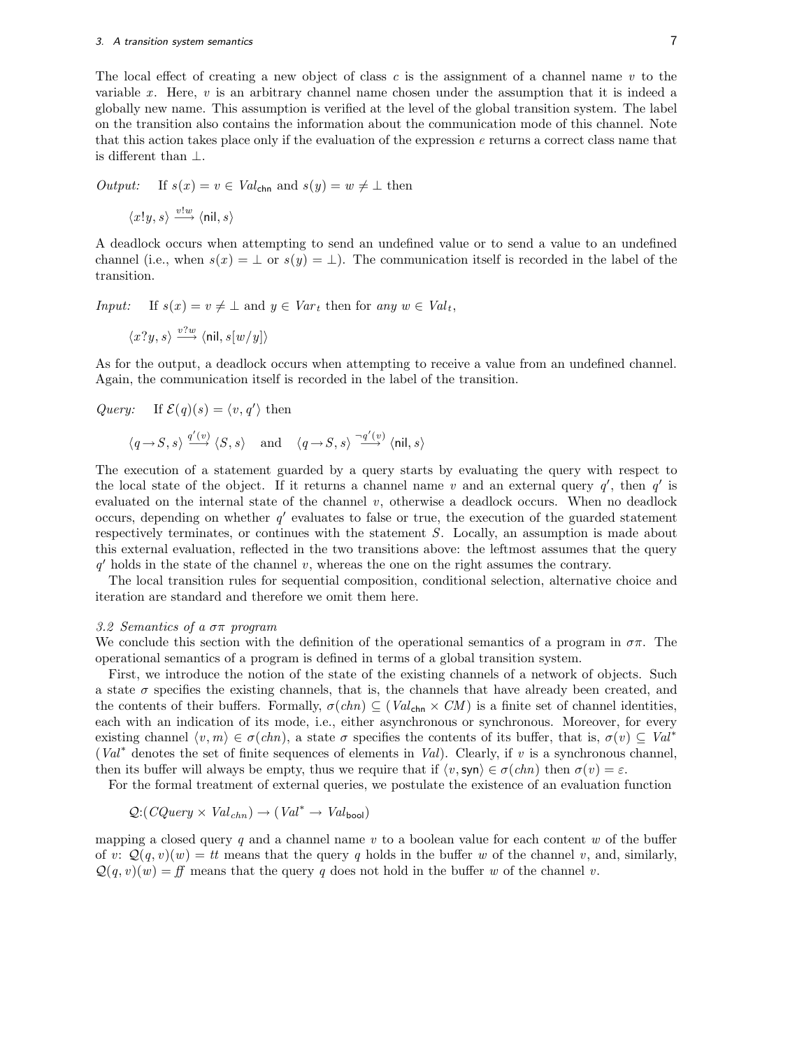The local effect of creating a new object of class $c$ is the assignment of a channel name $v$ to the variable $x$. Here, $v$ is an arbitrary channel name chosen under the assumption that it is indeed a globally new name. This assumption is verified at the level of the global transition system. The label on the transition also contains the information about the communication mode of this channel. Note that this action takes place only if the evaluation of the expression $e$ returns a correct class name that is different than $\bot$.

*Output:* If $s(x) = v \in \mathit{Val}_{\mathsf{chn}}$ and $s(y) = w \neq \bot$ then

$$\langle x!y, s\rangle \xrightarrow{v!w} \langle \mathsf{nil}, s\rangle$$

A deadlock occurs when attempting to send an undefined value or to send a value to an undefined channel (i.e., when $s(x) = \bot$ or $s(y) = \bot$). The communication itself is recorded in the label of the transition.

*Input:* If $s(x) = v \neq \bot$ and $y \in \mathit{Var}_t$ then for *any* $w \in \mathit{Val}_t$,

$$\langle x?y, s\rangle \xrightarrow{v?w} \langle \mathsf{nil}, s[w/y]\rangle$$

As for the output, a deadlock occurs when attempting to receive a value from an undefined channel. Again, the communication itself is recorded in the label of the transition.

*Query:* If $\mathcal{E}(q)(s) = \langle v, q'\rangle$ then

$$\langle q \rightarrow S, s\rangle \xrightarrow{q'(v)} \langle S, s\rangle \quad \text{and} \quad \langle q \rightarrow S, s\rangle \xrightarrow{\neg q'(v)} \langle \mathsf{nil}, s\rangle$$

The execution of a statement guarded by a query starts by evaluating the query with respect to the local state of the object. If it returns a channel name $v$ and an external query $q'$, then $q'$ is evaluated on the internal state of the channel $v$, otherwise a deadlock occurs. When no deadlock occurs, depending on whether $q'$ evaluates to false or true, the execution of the guarded statement respectively terminates, or continues with the statement $S$. Locally, an assumption is made about this external evaluation, reflected in the two transitions above: the leftmost assumes that the query $q'$ holds in the state of the channel $v$, whereas the one on the right assumes the contrary.

The local transition rules for sequential composition, conditional selection, alternative choice and iteration are standard and therefore we omit them here.

### 3.2 Semantics of a $\sigma\pi$ program

We conclude this section with the definition of the operational semantics of a program in $\sigma\pi$. The operational semantics of a program is defined in terms of a global transition system.

First, we introduce the notion of the state of the existing channels of a network of objects. Such a state $\sigma$ specifies the existing channels, that is, the channels that have already been created, and the contents of their buffers. Formally, $\sigma(chn) \subseteq (\mathit{Val}_{\mathsf{chn}} \times \mathit{CM})$ is a finite set of channel identities, each with an indication of its mode, i.e., either asynchronous or synchronous. Moreover, for every existing channel $\langle v, m\rangle \in \sigma(chn)$, a state $\sigma$ specifies the contents of its buffer, that is, $\sigma(v) \subseteq \mathit{Val}^*$ ($\mathit{Val}^*$ denotes the set of finite sequences of elements in $\mathit{Val}$). Clearly, if $v$ is a synchronous channel, then its buffer will always be empty, thus we require that if $\langle v, \mathsf{syn}\rangle \in \sigma(chn)$ then $\sigma(v) = \varepsilon$.

For the formal treatment of external queries, we postulate the existence of an evaluation function

$$\mathcal{Q}: (\mathit{CQuery} \times \mathit{Val}_{chn}) \rightarrow (\mathit{Val}^* \rightarrow \mathit{Val}_{\mathsf{bool}})$$

mapping a closed query $q$ and a channel name $v$ to a boolean value for each content $w$ of the buffer of $v$: $\mathcal{Q}(q, v)(w) = tt$ means that the query $q$ holds in the buffer $w$ of the channel $v$, and, similarly, $\mathcal{Q}(q, v)(w) = \mathit{ff}$ means that the query $q$ does not hold in the buffer $w$ of the channel $v$.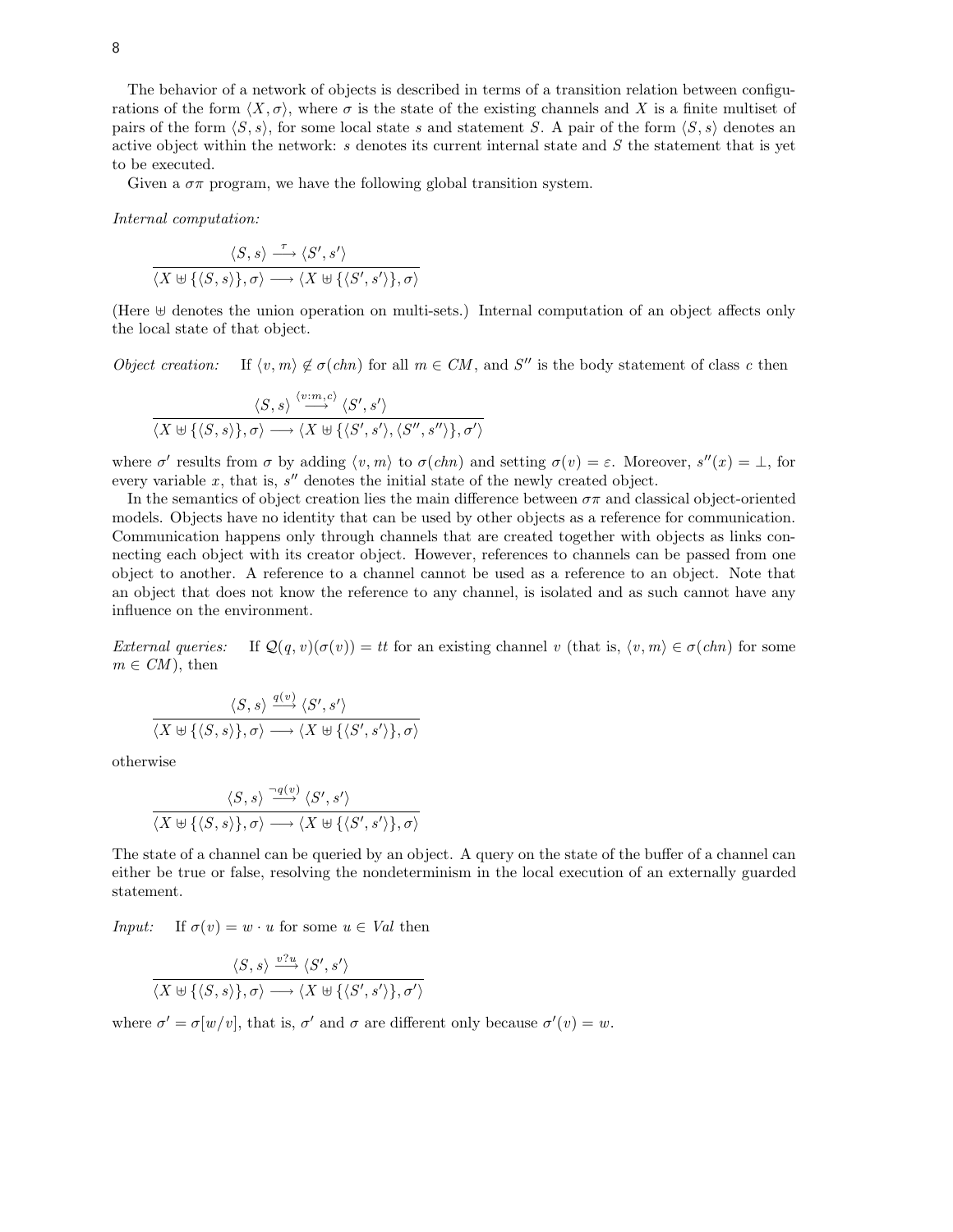The behavior of a network of objects is described in terms of a transition relation between configurations of the form $\langle X, \sigma \rangle$, where $\sigma$ is the state of the existing channels and $X$ is a finite multiset of pairs of the form $\langle S, s \rangle$, for some local state $s$ and statement $S$. A pair of the form $\langle S, s \rangle$ denotes an active object within the network: $s$ denotes its current internal state and $S$ the statement that is yet to be executed.

Given a $\sigma\pi$ program, we have the following global transition system.

*Internal computation:*

$$\frac{\langle S, s \rangle \xrightarrow{\tau} \langle S', s' \rangle}{\langle X \uplus \{\langle S, s \rangle\}, \sigma \rangle \longrightarrow \langle X \uplus \{\langle S', s' \rangle\}, \sigma \rangle}$$

(Here $\uplus$ denotes the union operation on multi-sets.) Internal computation of an object affects only the local state of that object.

*Object creation:* If $\langle v, m \rangle \notin \sigma(chn)$ for all $m \in CM$, and $S''$ is the body statement of class $c$ then

$$\frac{\langle S, s \rangle \xrightarrow{\langle v:m,c \rangle} \langle S', s' \rangle}{\langle X \uplus \{\langle S, s \rangle\}, \sigma \rangle \longrightarrow \langle X \uplus \{\langle S', s' \rangle, \langle S'', s'' \rangle\}, \sigma' \rangle}$$

where $\sigma'$ results from $\sigma$ by adding $\langle v, m \rangle$ to $\sigma(chn)$ and setting $\sigma(v) = \varepsilon$. Moreover, $s''(x) = \perp$, for every variable $x$, that is, $s''$ denotes the initial state of the newly created object.

In the semantics of object creation lies the main difference between $\sigma\pi$ and classical object-oriented models. Objects have no identity that can be used by other objects as a reference for communication. Communication happens only through channels that are created together with objects as links connecting each object with its creator object. However, references to channels can be passed from one object to another. A reference to a channel cannot be used as a reference to an object. Note that an object that does not know the reference to any channel, is isolated and as such cannot have any influence on the environment.

*External queries:* If $\mathcal{Q}(q, v)(\sigma(v)) = tt$ for an existing channel $v$ (that is, $\langle v, m \rangle \in \sigma(chn)$ for some $m \in CM$), then

$$\frac{\langle S, s \rangle \xrightarrow{q(v)} \langle S', s' \rangle}{\langle X \uplus \{\langle S, s \rangle\}, \sigma \rangle \longrightarrow \langle X \uplus \{\langle S', s' \rangle\}, \sigma \rangle}$$

otherwise

$$\frac{\langle S, s \rangle \xrightarrow{\neg q(v)} \langle S', s' \rangle}{\langle X \uplus \{\langle S, s \rangle\}, \sigma \rangle \longrightarrow \langle X \uplus \{\langle S', s' \rangle\}, \sigma \rangle}$$

The state of a channel can be queried by an object. A query on the state of the buffer of a channel can either be true or false, resolving the nondeterminism in the local execution of an externally guarded statement.

*Input:* If $\sigma(v) = w \cdot u$ for some $u \in Val$ then

$$\frac{\langle S, s \rangle \xrightarrow{v?u} \langle S', s' \rangle}{\langle X \uplus \{\langle S, s \rangle\}, \sigma \rangle \longrightarrow \langle X \uplus \{\langle S', s' \rangle\}, \sigma' \rangle}$$

where $\sigma' = \sigma[w/v]$, that is, $\sigma'$ and $\sigma$ are different only because $\sigma'(v) = w$.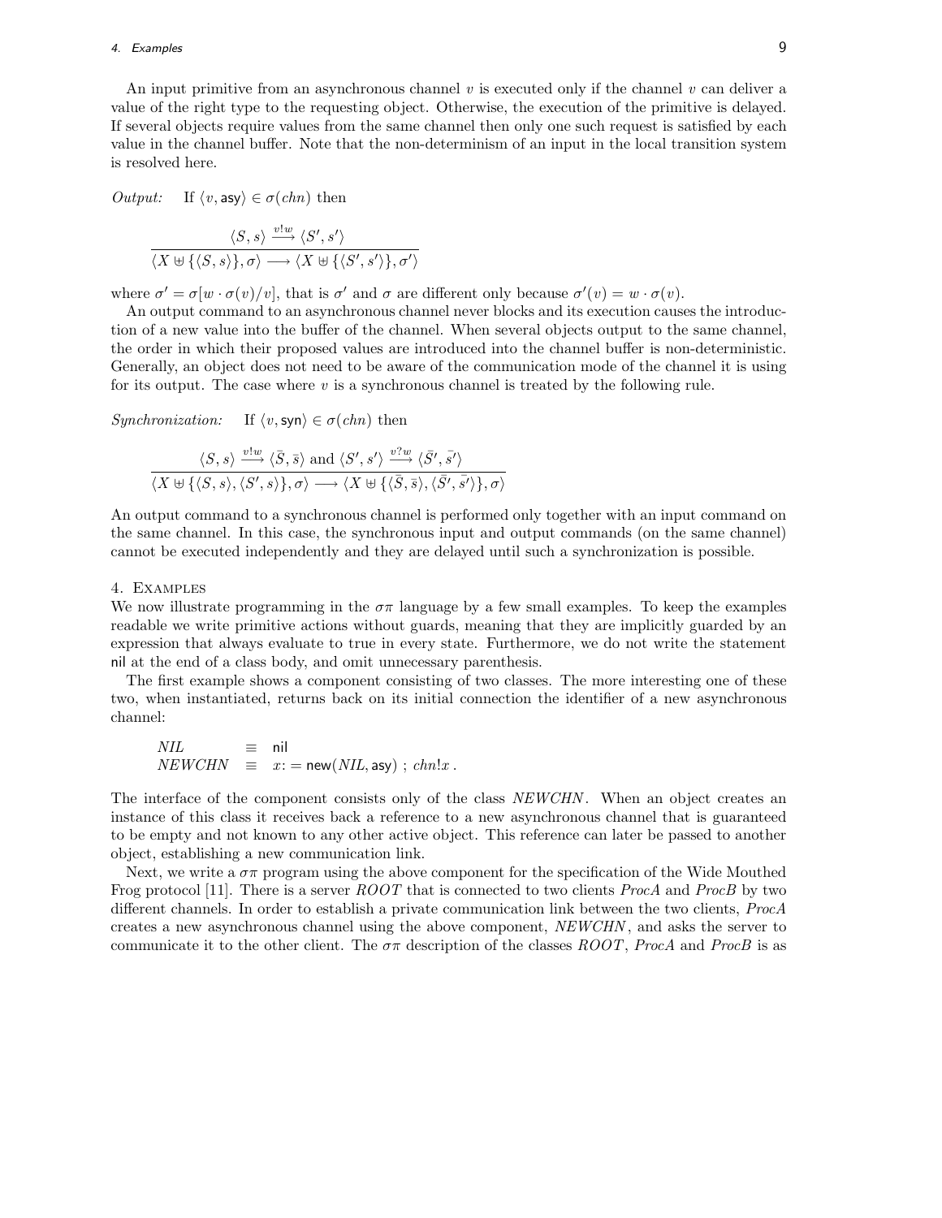An input primitive from an asynchronous channel $v$ is executed only if the channel $v$ can deliver a value of the right type to the requesting object. Otherwise, the execution of the primitive is delayed. If several objects require values from the same channel then only one such request is satisfied by each value in the channel buffer. Note that the non-determinism of an input in the local transition system is resolved here.

*Output:* If $\langle v, \mathsf{asy}\rangle \in \sigma(chn)$ then

$$\frac{\langle S, s\rangle \xrightarrow{v!w} \langle S', s'\rangle}{\langle X \uplus \{\langle S, s\rangle\}, \sigma\rangle \longrightarrow \langle X \uplus \{\langle S', s'\rangle\}, \sigma'\rangle}$$

where $\sigma' = \sigma[w \cdot \sigma(v)/v]$, that is $\sigma'$ and $\sigma$ are different only because $\sigma'(v) = w \cdot \sigma(v)$.

An output command to an asynchronous channel never blocks and its execution causes the introduction of a new value into the buffer of the channel. When several objects output to the same channel, the order in which their proposed values are introduced into the channel buffer is non-deterministic. Generally, an object does not need to be aware of the communication mode of the channel it is using for its output. The case where $v$ is a synchronous channel is treated by the following rule.

*Synchronization:* If $\langle v, \mathsf{syn}\rangle \in \sigma(chn)$ then

$$\frac{\langle S, s\rangle \xrightarrow{v!w} \langle \bar{S}, \bar{s}\rangle \text{ and } \langle S', s'\rangle \xrightarrow{v?w} \langle \bar{S'}, \bar{s'}\rangle}{\langle X \uplus \{\langle S, s\rangle, \langle S', s\rangle\}, \sigma\rangle \longrightarrow \langle X \uplus \{\langle \bar{S}, \bar{s}\rangle, \langle \bar{S'}, \bar{s'}\rangle\}, \sigma\rangle}$$

An output command to a synchronous channel is performed only together with an input command on the same channel. In this case, the synchronous input and output commands (on the same channel) cannot be executed independently and they are delayed until such a synchronization is possible.

## 4. Examples

We now illustrate programming in the $\sigma\pi$ language by a few small examples. To keep the examples readable we write primitive actions without guards, meaning that they are implicitly guarded by an expression that always evaluate to true in every state. Furthermore, we do not write the statement nil at the end of a class body, and omit unnecessary parenthesis.

The first example shows a component consisting of two classes. The more interesting one of these two, when instantiated, returns back on its initial connection the identifier of a new asynchronous channel:

$$\begin{array}{lll} NIL & \equiv & \mathsf{nil} \\ NEWCHN & \equiv & x := \mathsf{new}(NIL, \mathsf{asy})\ ;\ chn!x\,. \end{array}$$

The interface of the component consists only of the class *NEWCHN*. When an object creates an instance of this class it receives back a reference to a new asynchronous channel that is guaranteed to be empty and not known to any other active object. This reference can later be passed to another object, establishing a new communication link.

Next, we write a $\sigma\pi$ program using the above component for the specification of the Wide Mouthed Frog protocol [11]. There is a server *ROOT* that is connected to two clients *ProcA* and *ProcB* by two different channels. In order to establish a private communication link between the two clients, *ProcA* creates a new asynchronous channel using the above component, *NEWCHN*, and asks the server to communicate it to the other client. The $\sigma\pi$ description of the classes *ROOT*, *ProcA* and *ProcB* is as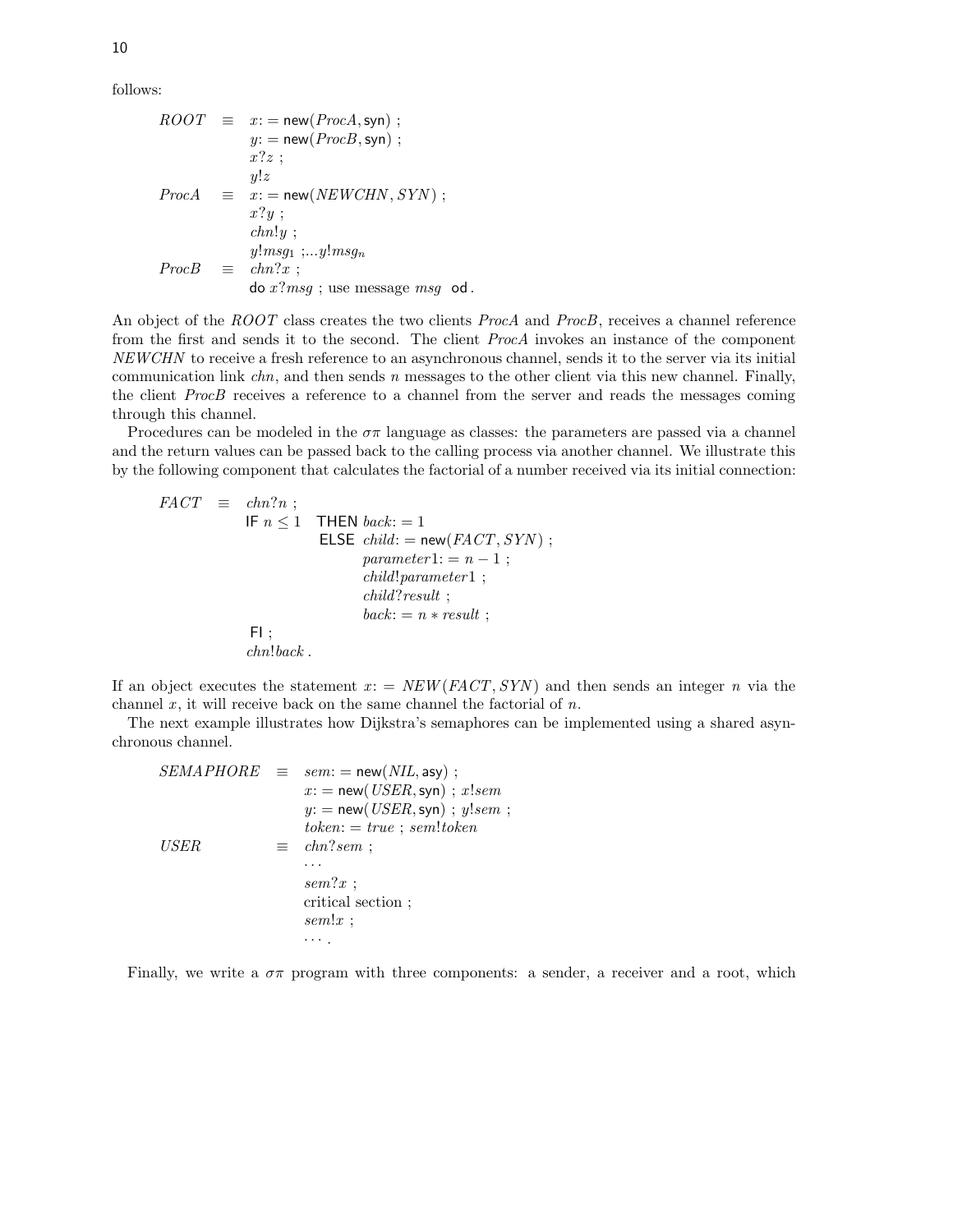follows:

$$
\begin{array}{lll}
\mathit{ROOT} & \equiv & x\colon=\mathsf{new}(\mathit{ProcA},\mathsf{syn})\ ;\\
& & y\colon=\mathsf{new}(\mathit{ProcB},\mathsf{syn})\ ;\\
& & x?z\ ;\\
& & y!z\\
\mathit{ProcA} & \equiv & x\colon=\mathsf{new}(\mathit{NEWCHN},\mathit{SYN})\ ;\\
& & x?y\ ;\\
& & \mathit{chn}!y\ ;\\
& & y!\mathit{msg}_1\ ;...y!\mathit{msg}_n\\
\mathit{ProcB} & \equiv & \mathit{chn}?x\ ;\\
& & \mathsf{do}\ x?\mathit{msg}\ ;\ \text{use message}\ \mathit{msg}\ \ \mathsf{od}\,.
\end{array}
$$

An object of the $ROOT$ class creates the two clients $ProcA$ and $ProcB$, receives a channel reference from the first and sends it to the second. The client $ProcA$ invokes an instance of the component $NEWCHN$ to receive a fresh reference to an asynchronous channel, sends it to the server via its initial communication link $chn$, and then sends $n$ messages to the other client via this new channel. Finally, the client $ProcB$ receives a reference to a channel from the server and reads the messages coming through this channel.

Procedures can be modeled in the $\sigma\pi$ language as classes: the parameters are passed via a channel and the return values can be passed back to the calling process via another channel. We illustrate this by the following component that calculates the factorial of a number received via its initial connection:

$$
\begin{array}{lll}
\mathit{FACT} & \equiv & \mathit{chn}?n\ ;\\
& & \mathsf{IF}\ n\leq 1\ \ \mathsf{THEN}\ \mathit{back}\colon=1\\
& & \qquad\qquad\ \ \mathsf{ELSE}\ \ \mathit{child}\colon=\mathsf{new}(\mathit{FACT},\mathit{SYN})\ ;\\
& & \qquad\qquad\qquad\quad\ \mathit{parameter}1\colon=n-1\ ;\\
& & \qquad\qquad\qquad\quad\ \mathit{child}!\mathit{parameter}1\ ;\\
& & \qquad\qquad\qquad\quad\ \mathit{child}?\mathit{result}\ ;\\
& & \qquad\qquad\qquad\quad\ \mathit{back}\colon=n*\mathit{result}\ ;\\
& & \mathsf{FI}\ ;\\
& & \mathit{chn}!\mathit{back}\,.
\end{array}
$$

If an object executes the statement $x\colon=NEW(FACT, SYN)$ and then sends an integer $n$ via the channel $x$, it will receive back on the same channel the factorial of $n$.

The next example illustrates how Dijkstra's semaphores can be implemented using a shared asynchronous channel.

$$
\begin{array}{lll}
\mathit{SEMAPHORE} & \equiv & \mathit{sem}\colon=\mathsf{new}(\mathit{NIL},\mathsf{asy})\ ;\\
& & x\colon=\mathsf{new}(\mathit{USER},\mathsf{syn})\ ;\ x!\mathit{sem}\\
& & y\colon=\mathsf{new}(\mathit{USER},\mathsf{syn})\ ;\ y!\mathit{sem}\ ;\\
& & \mathit{token}\colon=\mathit{true}\ ;\ \mathit{sem}!\mathit{token}\\
\mathit{USER} & \equiv & \mathit{chn}?\mathit{sem}\ ;\\
& & \cdots\\
& & \mathit{sem}?x\ ;\\
& & \text{critical section}\ ;\\
& & \mathit{sem}!x\ ;\\
& & \cdots\,.
\end{array}
$$

Finally, we write a $\sigma\pi$ program with three components: a sender, a receiver and a root, which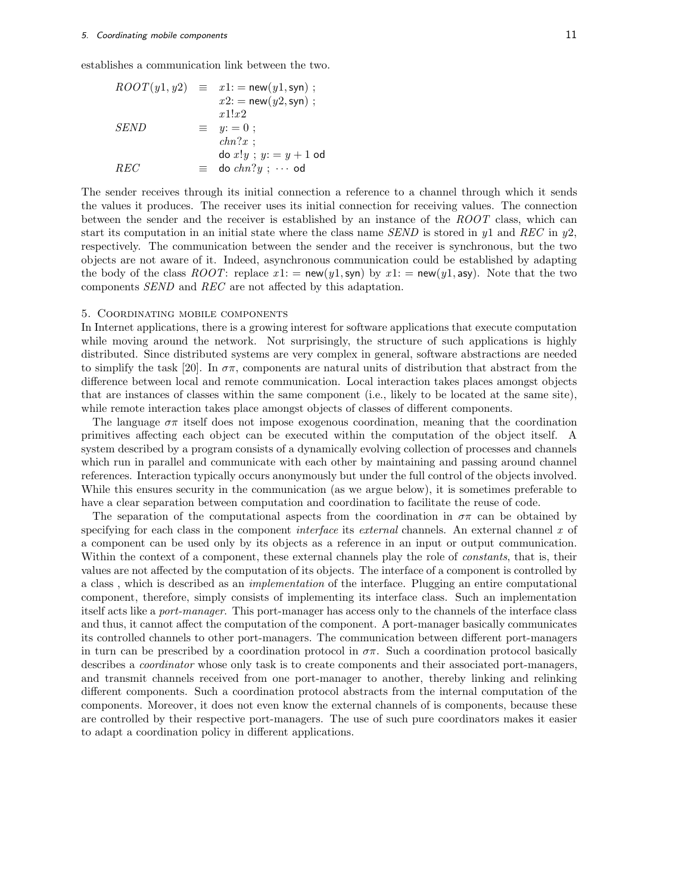establishes a communication link between the two.

$$
\begin{array}{lcl}
ROOT(y1,y2) & \equiv & x1 := \mathsf{new}(y1,\mathsf{syn})\ ; \\
 & & x2 := \mathsf{new}(y2,\mathsf{syn})\ ; \\
 & & x1!x2 \\
SEND & \equiv & y := 0\ ; \\
 & & chn?x\ ; \\
 & & \mathsf{do}\ x!y\ ;\ y := y+1\ \mathsf{od} \\
REC & \equiv & \mathsf{do}\ chn?y\ ;\ \cdots\ \mathsf{od}
\end{array}
$$

The sender receives through its initial connection a reference to a channel through which it sends the values it produces. The receiver uses its initial connection for receiving values. The connection between the sender and the receiver is established by an instance of the $ROOT$ class, which can start its computation in an initial state where the class name *SEND* is stored in $y1$ and *REC* in $y2$, respectively. The communication between the sender and the receiver is synchronous, but the two objects are not aware of it. Indeed, asynchronous communication could be established by adapting the body of the class $ROOT$: replace $x1 := \mathsf{new}(y1,\mathsf{syn})$ by $x1 := \mathsf{new}(y1,\mathsf{asy})$. Note that the two components *SEND* and *REC* are not affected by this adaptation.

## 5. Coordinating mobile components

In Internet applications, there is a growing interest for software applications that execute computation while moving around the network. Not surprisingly, the structure of such applications is highly distributed. Since distributed systems are very complex in general, software abstractions are needed to simplify the task [20]. In $\sigma\pi$, components are natural units of distribution that abstract from the difference between local and remote communication. Local interaction takes places amongst objects that are instances of classes within the same component (i.e., likely to be located at the same site), while remote interaction takes place amongst objects of classes of different components.

The language $\sigma\pi$ itself does not impose exogenous coordination, meaning that the coordination primitives affecting each object can be executed within the computation of the object itself. A system described by a program consists of a dynamically evolving collection of processes and channels which run in parallel and communicate with each other by maintaining and passing around channel references. Interaction typically occurs anonymously but under the full control of the objects involved. While this ensures security in the communication (as we argue below), it is sometimes preferable to have a clear separation between computation and coordination to facilitate the reuse of code.

The separation of the computational aspects from the coordination in $\sigma\pi$ can be obtained by specifying for each class in the component *interface* its *external* channels. An external channel $x$ of a component can be used only by its objects as a reference in an input or output communication. Within the context of a component, these external channels play the role of *constants*, that is, their values are not affected by the computation of its objects. The interface of a component is controlled by a class , which is described as an *implementation* of the interface. Plugging an entire computational component, therefore, simply consists of implementing its interface class. Such an implementation itself acts like a *port-manager*. This port-manager has access only to the channels of the interface class and thus, it cannot affect the computation of the component. A port-manager basically communicates its controlled channels to other port-managers. The communication between different port-managers in turn can be prescribed by a coordination protocol in $\sigma\pi$. Such a coordination protocol basically describes a *coordinator* whose only task is to create components and their associated port-managers, and transmit channels received from one port-manager to another, thereby linking and relinking different components. Such a coordination protocol abstracts from the internal computation of the components. Moreover, it does not even know the external channels of is components, because these are controlled by their respective port-managers. The use of such pure coordinators makes it easier to adapt a coordination policy in different applications.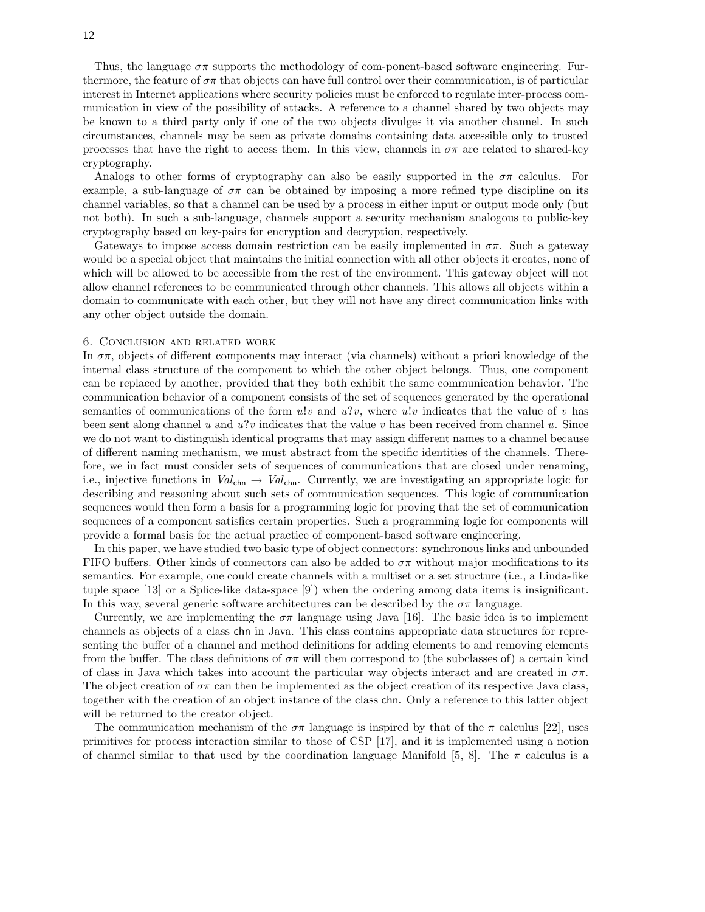Thus, the language $\sigma\pi$ supports the methodology of com-ponent-based software engineering. Furthermore, the feature of $\sigma\pi$ that objects can have full control over their communication, is of particular interest in Internet applications where security policies must be enforced to regulate inter-process communication in view of the possibility of attacks. A reference to a channel shared by two objects may be known to a third party only if one of the two objects divulges it via another channel. In such circumstances, channels may be seen as private domains containing data accessible only to trusted processes that have the right to access them. In this view, channels in $\sigma\pi$ are related to shared-key cryptography.

Analogs to other forms of cryptography can also be easily supported in the $\sigma\pi$ calculus. For example, a sub-language of $\sigma\pi$ can be obtained by imposing a more refined type discipline on its channel variables, so that a channel can be used by a process in either input or output mode only (but not both). In such a sub-language, channels support a security mechanism analogous to public-key cryptography based on key-pairs for encryption and decryption, respectively.

Gateways to impose access domain restriction can be easily implemented in $\sigma\pi$. Such a gateway would be a special object that maintains the initial connection with all other objects it creates, none of which will be allowed to be accessible from the rest of the environment. This gateway object will not allow channel references to be communicated through other channels. This allows all objects within a domain to communicate with each other, but they will not have any direct communication links with any other object outside the domain.

## 6. Conclusion and related work

In $\sigma\pi$, objects of different components may interact (via channels) without a priori knowledge of the internal class structure of the component to which the other object belongs. Thus, one component can be replaced by another, provided that they both exhibit the same communication behavior. The communication behavior of a component consists of the set of sequences generated by the operational semantics of communications of the form $u!v$ and $u?v$, where $u!v$ indicates that the value of $v$ has been sent along channel $u$ and $u?v$ indicates that the value $v$ has been received from channel $u$. Since we do not want to distinguish identical programs that may assign different names to a channel because of different naming mechanism, we must abstract from the specific identities of the channels. Therefore, we in fact must consider sets of sequences of communications that are closed under renaming, i.e., injective functions in $Val_{\mathsf{chn}} \rightarrow Val_{\mathsf{chn}}$. Currently, we are investigating an appropriate logic for describing and reasoning about such sets of communication sequences. This logic of communication sequences would then form a basis for a programming logic for proving that the set of communication sequences of a component satisfies certain properties. Such a programming logic for components will provide a formal basis for the actual practice of component-based software engineering.

In this paper, we have studied two basic type of object connectors: synchronous links and unbounded FIFO buffers. Other kinds of connectors can also be added to $\sigma\pi$ without major modifications to its semantics. For example, one could create channels with a multiset or a set structure (i.e., a Linda-like tuple space [13] or a Splice-like data-space [9]) when the ordering among data items is insignificant. In this way, several generic software architectures can be described by the $\sigma\pi$ language.

Currently, we are implementing the $\sigma\pi$ language using Java [16]. The basic idea is to implement channels as objects of a class chn in Java. This class contains appropriate data structures for representing the buffer of a channel and method definitions for adding elements to and removing elements from the buffer. The class definitions of $\sigma\pi$ will then correspond to (the subclasses of) a certain kind of class in Java which takes into account the particular way objects interact and are created in $\sigma\pi$. The object creation of $\sigma\pi$ can then be implemented as the object creation of its respective Java class, together with the creation of an object instance of the class chn. Only a reference to this latter object will be returned to the creator object.

The communication mechanism of the $\sigma\pi$ language is inspired by that of the $\pi$ calculus [22], uses primitives for process interaction similar to those of CSP [17], and it is implemented using a notion of channel similar to that used by the coordination language Manifold [5, 8]. The $\pi$ calculus is a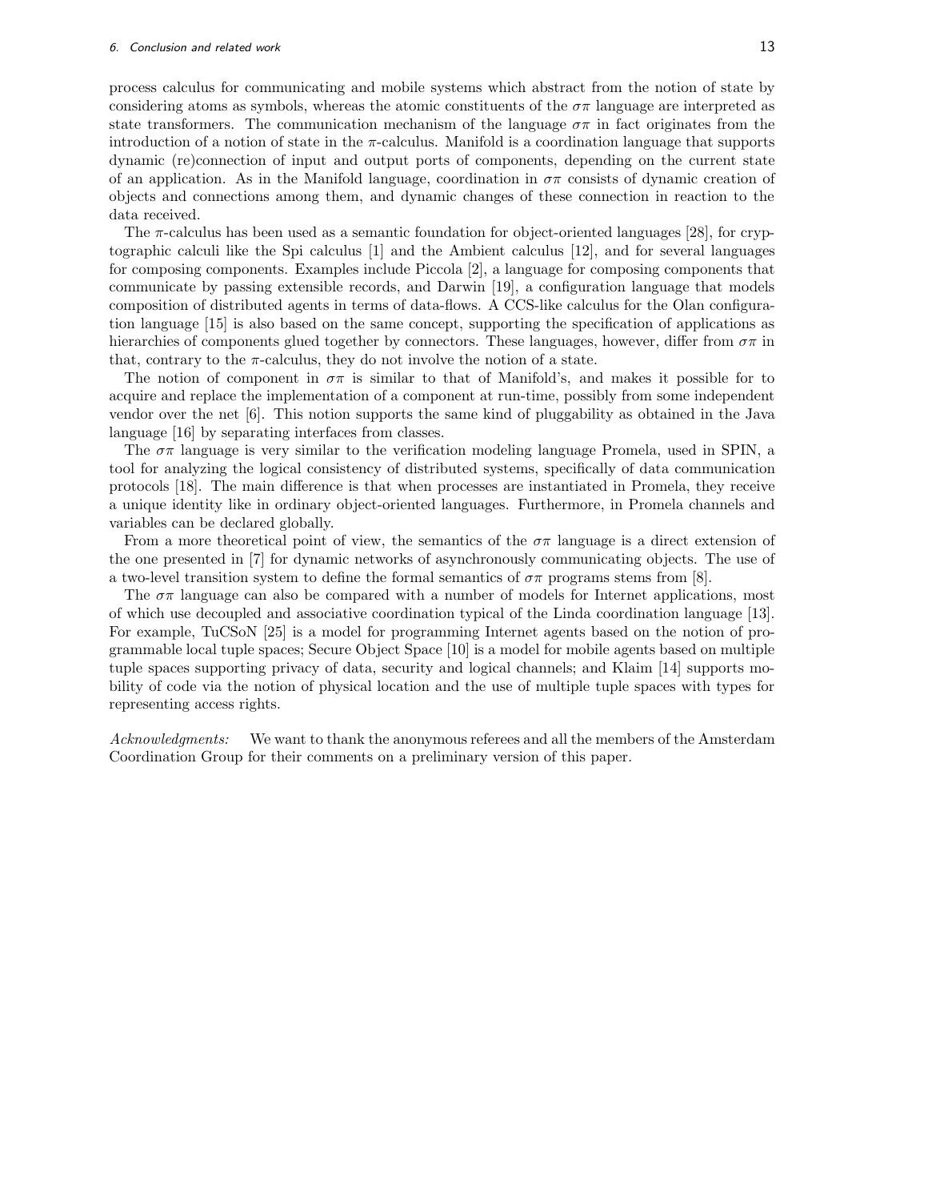process calculus for communicating and mobile systems which abstract from the notion of state by considering atoms as symbols, whereas the atomic constituents of the $\sigma\pi$ language are interpreted as state transformers. The communication mechanism of the language $\sigma\pi$ in fact originates from the introduction of a notion of state in the $\pi$-calculus. Manifold is a coordination language that supports dynamic (re)connection of input and output ports of components, depending on the current state of an application. As in the Manifold language, coordination in $\sigma\pi$ consists of dynamic creation of objects and connections among them, and dynamic changes of these connection in reaction to the data received.

The $\pi$-calculus has been used as a semantic foundation for object-oriented languages [28], for cryptographic calculi like the Spi calculus [1] and the Ambient calculus [12], and for several languages for composing components. Examples include Piccola [2], a language for composing components that communicate by passing extensible records, and Darwin [19], a configuration language that models composition of distributed agents in terms of data-flows. A CCS-like calculus for the Olan configuration language [15] is also based on the same concept, supporting the specification of applications as hierarchies of components glued together by connectors. These languages, however, differ from $\sigma\pi$ in that, contrary to the $\pi$-calculus, they do not involve the notion of a state.

The notion of component in $\sigma\pi$ is similar to that of Manifold's, and makes it possible for to acquire and replace the implementation of a component at run-time, possibly from some independent vendor over the net [6]. This notion supports the same kind of pluggability as obtained in the Java language [16] by separating interfaces from classes.

The $\sigma\pi$ language is very similar to the verification modeling language Promela, used in SPIN, a tool for analyzing the logical consistency of distributed systems, specifically of data communication protocols [18]. The main difference is that when processes are instantiated in Promela, they receive a unique identity like in ordinary object-oriented languages. Furthermore, in Promela channels and variables can be declared globally.

From a more theoretical point of view, the semantics of the $\sigma\pi$ language is a direct extension of the one presented in [7] for dynamic networks of asynchronously communicating objects. The use of a two-level transition system to define the formal semantics of $\sigma\pi$ programs stems from [8].

The $\sigma\pi$ language can also be compared with a number of models for Internet applications, most of which use decoupled and associative coordination typical of the Linda coordination language [13]. For example, TuCSoN [25] is a model for programming Internet agents based on the notion of programmable local tuple spaces; Secure Object Space [10] is a model for mobile agents based on multiple tuple spaces supporting privacy of data, security and logical channels; and Klaim [14] supports mobility of code via the notion of physical location and the use of multiple tuple spaces with types for representing access rights.

*Acknowledgments:* We want to thank the anonymous referees and all the members of the Amsterdam Coordination Group for their comments on a preliminary version of this paper.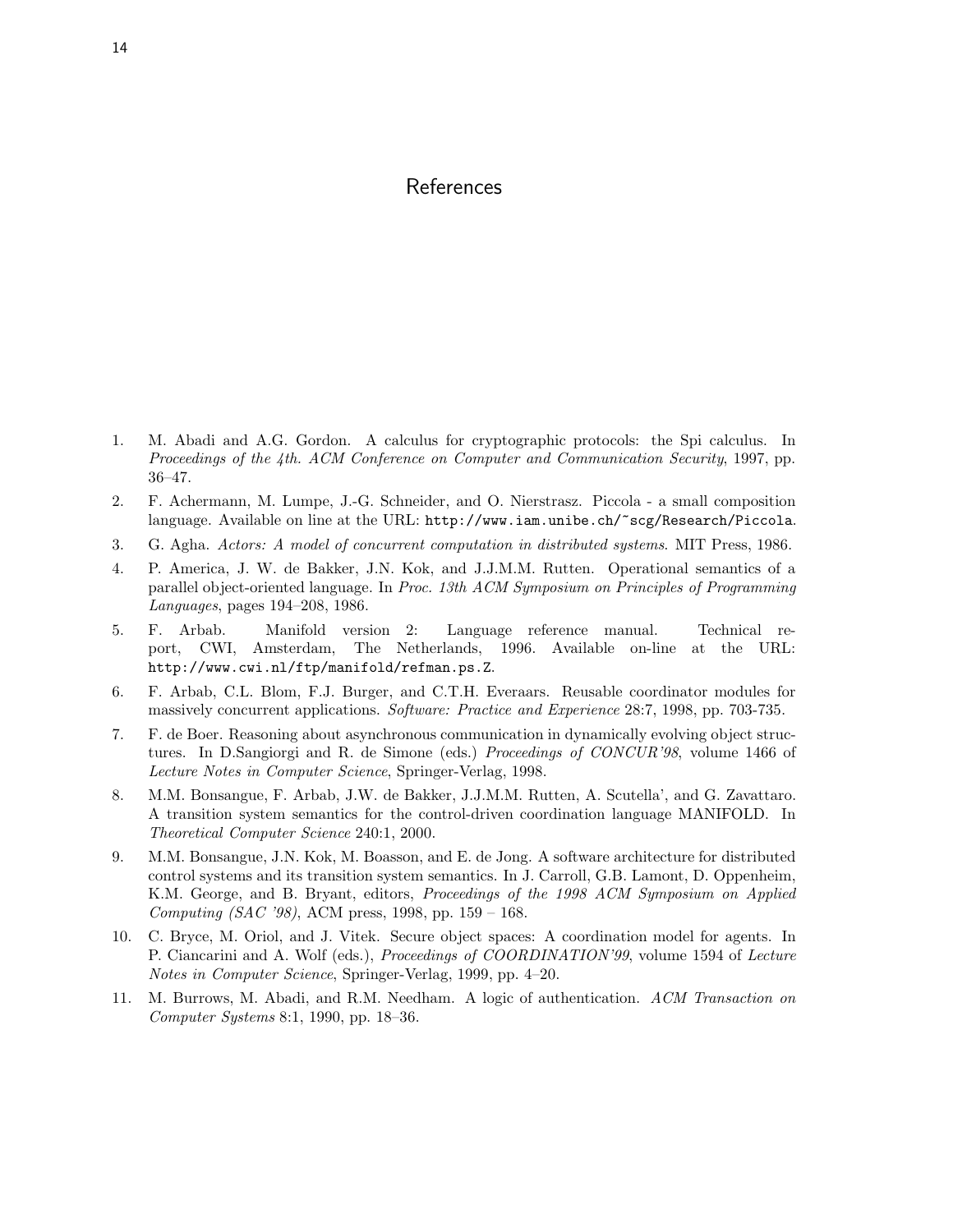# References

1. M. Abadi and A.G. Gordon. A calculus for cryptographic protocols: the Spi calculus. In *Proceedings of the 4th. ACM Conference on Computer and Communication Security*, 1997, pp. 36–47.
2. F. Achermann, M. Lumpe, J.-G. Schneider, and O. Nierstrasz. Piccola - a small composition language. Available on line at the URL: `http://www.iam.unibe.ch/~scg/Research/Piccola`.
3. G. Agha. *Actors: A model of concurrent computation in distributed systems*. MIT Press, 1986.
4. P. America, J. W. de Bakker, J.N. Kok, and J.J.M.M. Rutten. Operational semantics of a parallel object-oriented language. In *Proc. 13th ACM Symposium on Principles of Programming Languages*, pages 194–208, 1986.
5. F. Arbab. Manifold version 2: Language reference manual. Technical report, CWI, Amsterdam, The Netherlands, 1996. Available on-line at the URL: `http://www.cwi.nl/ftp/manifold/refman.ps.Z`.
6. F. Arbab, C.L. Blom, F.J. Burger, and C.T.H. Everaars. Reusable coordinator modules for massively concurrent applications. *Software: Practice and Experience* 28:7, 1998, pp. 703-735.
7. F. de Boer. Reasoning about asynchronous communication in dynamically evolving object structures. In D.Sangiorgi and R. de Simone (eds.) *Proceedings of CONCUR'98*, volume 1466 of *Lecture Notes in Computer Science*, Springer-Verlag, 1998.
8. M.M. Bonsangue, F. Arbab, J.W. de Bakker, J.J.M.M. Rutten, A. Scutella', and G. Zavattaro. A transition system semantics for the control-driven coordination language MANIFOLD. In *Theoretical Computer Science* 240:1, 2000.
9. M.M. Bonsangue, J.N. Kok, M. Boasson, and E. de Jong. A software architecture for distributed control systems and its transition system semantics. In J. Carroll, G.B. Lamont, D. Oppenheim, K.M. George, and B. Bryant, editors, *Proceedings of the 1998 ACM Symposium on Applied Computing (SAC '98)*, ACM press, 1998, pp. 159 – 168.
10. C. Bryce, M. Oriol, and J. Vitek. Secure object spaces: A coordination model for agents. In P. Ciancarini and A. Wolf (eds.), *Proceedings of COORDINATION'99*, volume 1594 of *Lecture Notes in Computer Science*, Springer-Verlag, 1999, pp. 4–20.
11. M. Burrows, M. Abadi, and R.M. Needham. A logic of authentication. *ACM Transaction on Computer Systems* 8:1, 1990, pp. 18–36.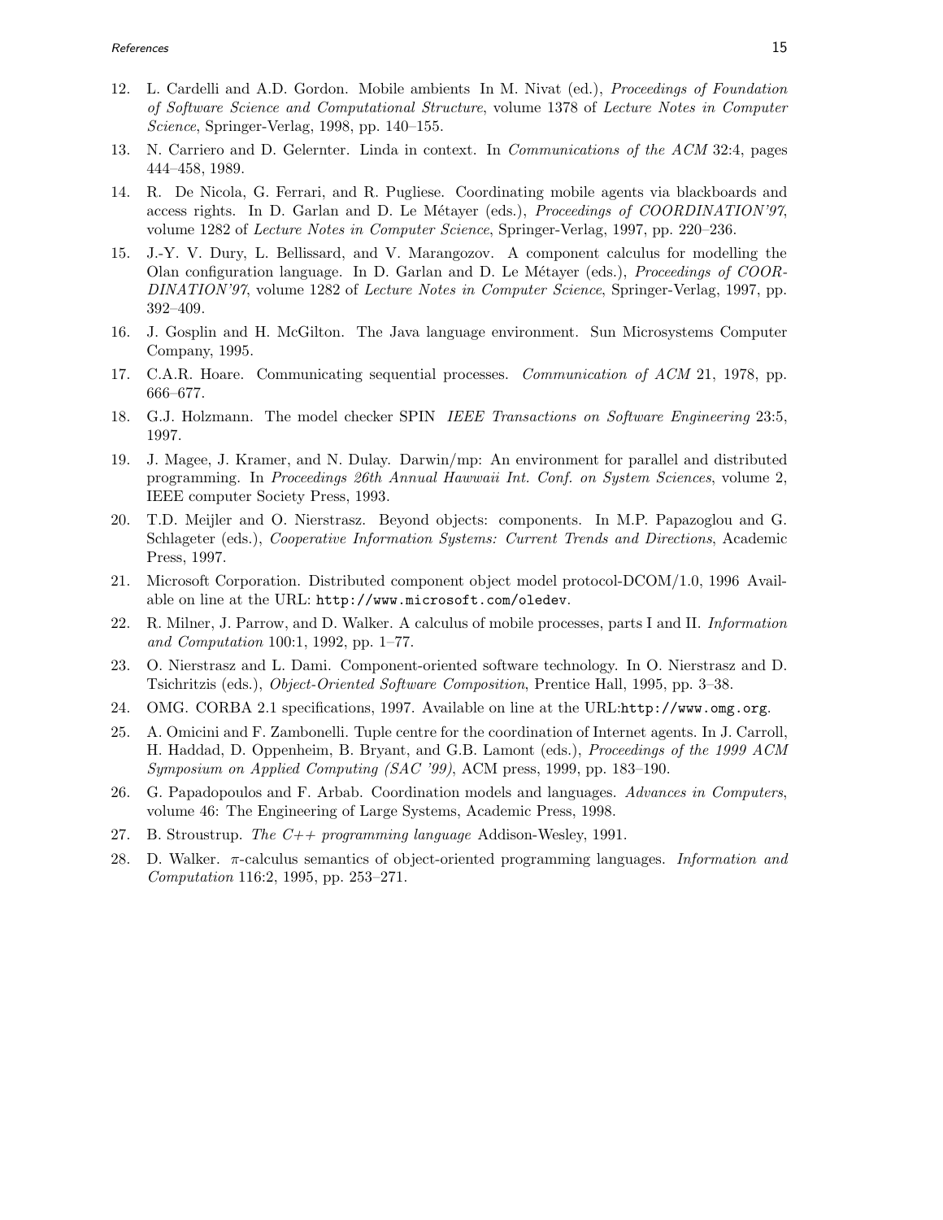12. L. Cardelli and A.D. Gordon. Mobile ambients In M. Nivat (ed.), *Proceedings of Foundation of Software Science and Computational Structure*, volume 1378 of *Lecture Notes in Computer Science*, Springer-Verlag, 1998, pp. 140–155.

13. N. Carriero and D. Gelernter. Linda in context. In *Communications of the ACM* 32:4, pages 444–458, 1989.

14. R. De Nicola, G. Ferrari, and R. Pugliese. Coordinating mobile agents via blackboards and access rights. In D. Garlan and D. Le Métayer (eds.), *Proceedings of COORDINATION'97*, volume 1282 of *Lecture Notes in Computer Science*, Springer-Verlag, 1997, pp. 220–236.

15. J.-Y. V. Dury, L. Bellissard, and V. Marangozov. A component calculus for modelling the Olan configuration language. In D. Garlan and D. Le Métayer (eds.), *Proceedings of COORDINATION'97*, volume 1282 of *Lecture Notes in Computer Science*, Springer-Verlag, 1997, pp. 392–409.

16. J. Gosplin and H. McGilton. The Java language environment. Sun Microsystems Computer Company, 1995.

17. C.A.R. Hoare. Communicating sequential processes. *Communication of ACM* 21, 1978, pp. 666–677.

18. G.J. Holzmann. The model checker SPIN *IEEE Transactions on Software Engineering* 23:5, 1997.

19. J. Magee, J. Kramer, and N. Dulay. Darwin/mp: An environment for parallel and distributed programming. In *Proceedings 26th Annual Hawwaii Int. Conf. on System Sciences*, volume 2, IEEE computer Society Press, 1993.

20. T.D. Meijler and O. Nierstrasz. Beyond objects: components. In M.P. Papazoglou and G. Schlageter (eds.), *Cooperative Information Systems: Current Trends and Directions*, Academic Press, 1997.

21. Microsoft Corporation. Distributed component object model protocol-DCOM/1.0, 1996 Available on line at the URL: `http://www.microsoft.com/oledev`.

22. R. Milner, J. Parrow, and D. Walker. A calculus of mobile processes, parts I and II. *Information and Computation* 100:1, 1992, pp. 1–77.

23. O. Nierstrasz and L. Dami. Component-oriented software technology. In O. Nierstrasz and D. Tsichritzis (eds.), *Object-Oriented Software Composition*, Prentice Hall, 1995, pp. 3–38.

24. OMG. CORBA 2.1 specifications, 1997. Available on line at the URL:`http://www.omg.org`.

25. A. Omicini and F. Zambonelli. Tuple centre for the coordination of Internet agents. In J. Carroll, H. Haddad, D. Oppenheim, B. Bryant, and G.B. Lamont (eds.), *Proceedings of the 1999 ACM Symposium on Applied Computing (SAC '99)*, ACM press, 1999, pp. 183–190.

26. G. Papadopoulos and F. Arbab. Coordination models and languages. *Advances in Computers*, volume 46: The Engineering of Large Systems, Academic Press, 1998.

27. B. Stroustrup. *The C++ programming language* Addison-Wesley, 1991.

28. D. Walker. $\pi$-calculus semantics of object-oriented programming languages. *Information and Computation* 116:2, 1995, pp. 253–271.